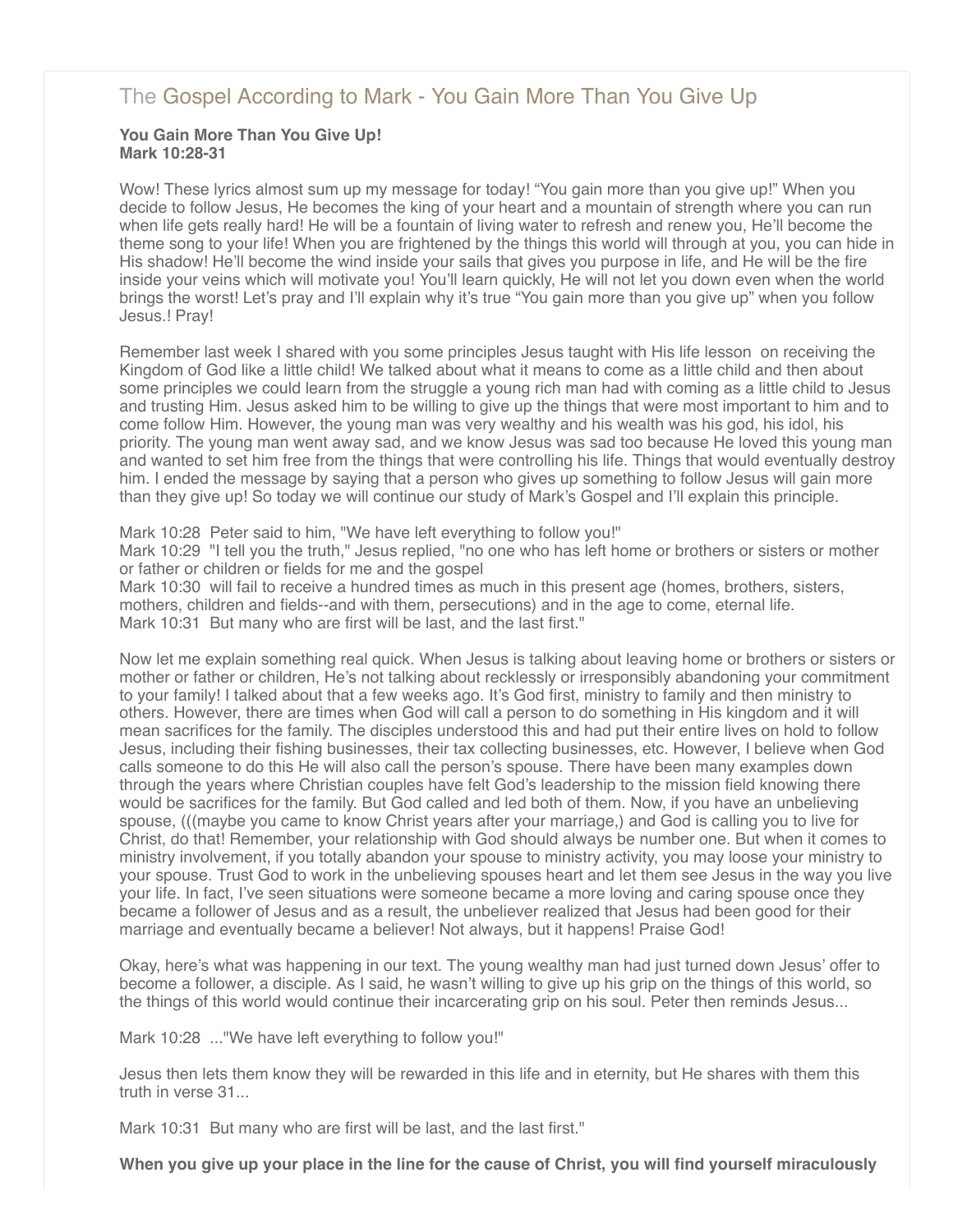# The Gospel According to Mark - You Gain More Than You Give Up

**You Gain More Than You Give Up!**
**Mark 10:28-31**

Wow! These lyrics almost sum up my message for today! "You gain more than you give up!" When you decide to follow Jesus, He becomes the king of your heart and a mountain of strength where you can run when life gets really hard! He will be a fountain of living water to refresh and renew you, He'll become the theme song to your life! When you are frightened by the things this world will through at you, you can hide in His shadow! He'll become the wind inside your sails that gives you purpose in life, and He will be the fire inside your veins which will motivate you! You'll learn quickly, He will not let you down even when the world brings the worst! Let's pray and I'll explain why it's true "You gain more than you give up" when you follow Jesus.! Pray!

Remember last week I shared with you some principles Jesus taught with His life lesson on receiving the Kingdom of God like a little child! We talked about what it means to come as a little child and then about some principles we could learn from the struggle a young rich man had with coming as a little child to Jesus and trusting Him. Jesus asked him to be willing to give up the things that were most important to him and to come follow Him. However, the young man was very wealthy and his wealth was his god, his idol, his priority. The young man went away sad, and we know Jesus was sad too because He loved this young man and wanted to set him free from the things that were controlling his life. Things that would eventually destroy him. I ended the message by saying that a person who gives up something to follow Jesus will gain more than they give up! So today we will continue our study of Mark's Gospel and I'll explain this principle.

Mark 10:28 Peter said to him, "We have left everything to follow you!"
Mark 10:29 "I tell you the truth," Jesus replied, "no one who has left home or brothers or sisters or mother or father or children or fields for me and the gospel
Mark 10:30 will fail to receive a hundred times as much in this present age (homes, brothers, sisters, mothers, children and fields--and with them, persecutions) and in the age to come, eternal life.
Mark 10:31 But many who are first will be last, and the last first."

Now let me explain something real quick. When Jesus is talking about leaving home or brothers or sisters or mother or father or children, He's not talking about recklessly or irresponsibly abandoning your commitment to your family! I talked about that a few weeks ago. It's God first, ministry to family and then ministry to others. However, there are times when God will call a person to do something in His kingdom and it will mean sacrifices for the family. The disciples understood this and had put their entire lives on hold to follow Jesus, including their fishing businesses, their tax collecting businesses, etc. However, I believe when God calls someone to do this He will also call the person's spouse. There have been many examples down through the years where Christian couples have felt God's leadership to the mission field knowing there would be sacrifices for the family. But God called and led both of them. Now, if you have an unbelieving spouse, (((maybe you came to know Christ years after your marriage,) and God is calling you to live for Christ, do that! Remember, your relationship with God should always be number one. But when it comes to ministry involvement, if you totally abandon your spouse to ministry activity, you may loose your ministry to your spouse. Trust God to work in the unbelieving spouses heart and let them see Jesus in the way you live your life. In fact, I've seen situations were someone became a more loving and caring spouse once they became a follower of Jesus and as a result, the unbeliever realized that Jesus had been good for their marriage and eventually became a believer! Not always, but it happens! Praise God!

Okay, here's what was happening in our text. The young wealthy man had just turned down Jesus' offer to become a follower, a disciple. As I said, he wasn't willing to give up his grip on the things of this world, so the things of this world would continue their incarcerating grip on his soul. Peter then reminds Jesus...

Mark 10:28 ..."We have left everything to follow you!"

Jesus then lets them know they will be rewarded in this life and in eternity, but He shares with them this truth in verse 31...

Mark 10:31 But many who are first will be last, and the last first."

**When you give up your place in the line for the cause of Christ, you will find yourself miraculously**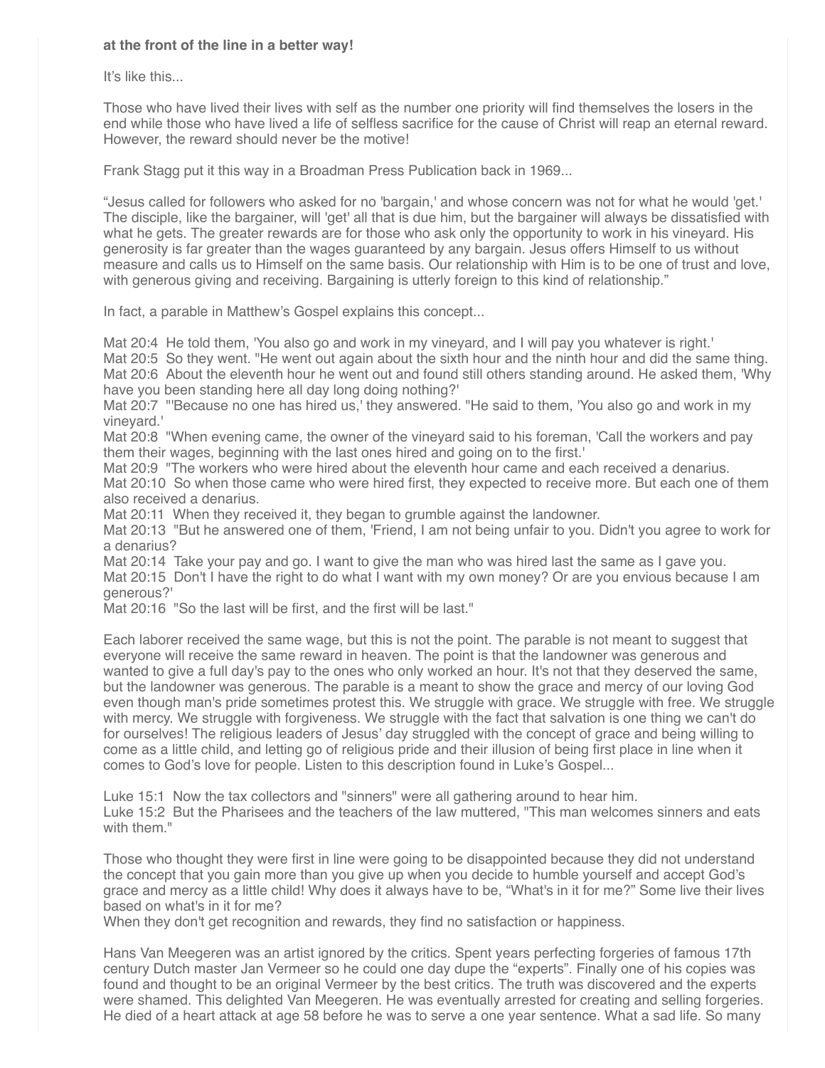**at the front of the line in a better way!**

It's like this...

Those who have lived their lives with self as the number one priority will find themselves the losers in the end while those who have lived a life of selfless sacrifice for the cause of Christ will reap an eternal reward. However, the reward should never be the motive!

Frank Stagg put it this way in a Broadman Press Publication back in 1969...

"Jesus called for followers who asked for no 'bargain,' and whose concern was not for what he would 'get.' The disciple, like the bargainer, will 'get' all that is due him, but the bargainer will always be dissatisfied with what he gets. The greater rewards are for those who ask only the opportunity to work in his vineyard. His generosity is far greater than the wages guaranteed by any bargain. Jesus offers Himself to us without measure and calls us to Himself on the same basis. Our relationship with Him is to be one of trust and love, with generous giving and receiving. Bargaining is utterly foreign to this kind of relationship."

In fact, a parable in Matthew's Gospel explains this concept...

Mat 20:4 He told them, 'You also go and work in my vineyard, and I will pay you whatever is right.'
Mat 20:5 So they went. "He went out again about the sixth hour and the ninth hour and did the same thing.
Mat 20:6 About the eleventh hour he went out and found still others standing around. He asked them, 'Why have you been standing here all day long doing nothing?'
Mat 20:7 "'Because no one has hired us,' they answered. "He said to them, 'You also go and work in my vineyard.'
Mat 20:8 "When evening came, the owner of the vineyard said to his foreman, 'Call the workers and pay them their wages, beginning with the last ones hired and going on to the first.'
Mat 20:9 "The workers who were hired about the eleventh hour came and each received a denarius.
Mat 20:10 So when those came who were hired first, they expected to receive more. But each one of them also received a denarius.
Mat 20:11 When they received it, they began to grumble against the landowner.
Mat 20:13 "But he answered one of them, 'Friend, I am not being unfair to you. Didn't you agree to work for a denarius?
Mat 20:14 Take your pay and go. I want to give the man who was hired last the same as I gave you.
Mat 20:15 Don't I have the right to do what I want with my own money? Or are you envious because I am generous?'
Mat 20:16 "So the last will be first, and the first will be last."

Each laborer received the same wage, but this is not the point. The parable is not meant to suggest that everyone will receive the same reward in heaven. The point is that the landowner was generous and wanted to give a full day's pay to the ones who only worked an hour. It's not that they deserved the same, but the landowner was generous. The parable is a meant to show the grace and mercy of our loving God even though man's pride sometimes protest this. We struggle with grace. We struggle with free. We struggle with mercy. We struggle with forgiveness. We struggle with the fact that salvation is one thing we can't do for ourselves! The religious leaders of Jesus' day struggled with the concept of grace and being willing to come as a little child, and letting go of religious pride and their illusion of being first place in line when it comes to God's love for people. Listen to this description found in Luke's Gospel...

Luke 15:1 Now the tax collectors and "sinners" were all gathering around to hear him.
Luke 15:2 But the Pharisees and the teachers of the law muttered, "This man welcomes sinners and eats with them."

Those who thought they were first in line were going to be disappointed because they did not understand the concept that you gain more than you give up when you decide to humble yourself and accept God's grace and mercy as a little child! Why does it always have to be, "What's in it for me?" Some live their lives based on what's in it for me?
When they don't get recognition and rewards, they find no satisfaction or happiness.

Hans Van Meegeren was an artist ignored by the critics. Spent years perfecting forgeries of famous 17th century Dutch master Jan Vermeer so he could one day dupe the "experts". Finally one of his copies was found and thought to be an original Vermeer by the best critics. The truth was discovered and the experts were shamed. This delighted Van Meegeren. He was eventually arrested for creating and selling forgeries. He died of a heart attack at age 58 before he was to serve a one year sentence. What a sad life. So many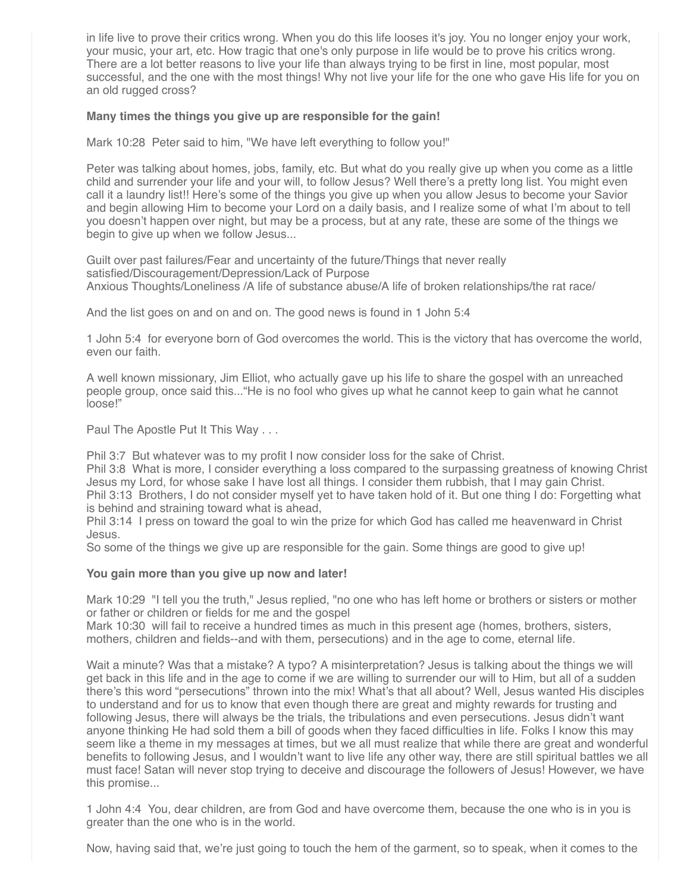in life live to prove their critics wrong. When you do this life looses it's joy. You no longer enjoy your work, your music, your art, etc. How tragic that one's only purpose in life would be to prove his critics wrong. There are a lot better reasons to live your life than always trying to be first in line, most popular, most successful, and the one with the most things! Why not live your life for the one who gave His life for you on an old rugged cross?

**Many times the things you give up are responsible for the gain!**

Mark 10:28 Peter said to him, "We have left everything to follow you!"

Peter was talking about homes, jobs, family, etc. But what do you really give up when you come as a little child and surrender your life and your will, to follow Jesus? Well there's a pretty long list. You might even call it a laundry list!! Here's some of the things you give up when you allow Jesus to become your Savior and begin allowing Him to become your Lord on a daily basis, and I realize some of what I'm about to tell you doesn't happen over night, but may be a process, but at any rate, these are some of the things we begin to give up when we follow Jesus...

Guilt over past failures/Fear and uncertainty of the future/Things that never really satisfied/Discouragement/Depression/Lack of Purpose
Anxious Thoughts/Loneliness /A life of substance abuse/A life of broken relationships/the rat race/

And the list goes on and on and on. The good news is found in 1 John 5:4

1 John 5:4 for everyone born of God overcomes the world. This is the victory that has overcome the world, even our faith.

A well known missionary, Jim Elliot, who actually gave up his life to share the gospel with an unreached people group, once said this..."He is no fool who gives up what he cannot keep to gain what he cannot loose!"

Paul The Apostle Put It This Way . . .

Phil 3:7 But whatever was to my profit I now consider loss for the sake of Christ.
Phil 3:8 What is more, I consider everything a loss compared to the surpassing greatness of knowing Christ Jesus my Lord, for whose sake I have lost all things. I consider them rubbish, that I may gain Christ.
Phil 3:13 Brothers, I do not consider myself yet to have taken hold of it. But one thing I do: Forgetting what is behind and straining toward what is ahead,
Phil 3:14 I press on toward the goal to win the prize for which God has called me heavenward in Christ Jesus.
So some of the things we give up are responsible for the gain. Some things are good to give up!

**You gain more than you give up now and later!**

Mark 10:29 "I tell you the truth," Jesus replied, "no one who has left home or brothers or sisters or mother or father or children or fields for me and the gospel
Mark 10:30 will fail to receive a hundred times as much in this present age (homes, brothers, sisters, mothers, children and fields--and with them, persecutions) and in the age to come, eternal life.

Wait a minute? Was that a mistake? A typo? A misinterpretation? Jesus is talking about the things we will get back in this life and in the age to come if we are willing to surrender our will to Him, but all of a sudden there's this word "persecutions" thrown into the mix! What's that all about? Well, Jesus wanted His disciples to understand and for us to know that even though there are great and mighty rewards for trusting and following Jesus, there will always be the trials, the tribulations and even persecutions. Jesus didn't want anyone thinking He had sold them a bill of goods when they faced difficulties in life. Folks I know this may seem like a theme in my messages at times, but we all must realize that while there are great and wonderful benefits to following Jesus, and I wouldn't want to live life any other way, there are still spiritual battles we all must face! Satan will never stop trying to deceive and discourage the followers of Jesus! However, we have this promise...

1 John 4:4 You, dear children, are from God and have overcome them, because the one who is in you is greater than the one who is in the world.

Now, having said that, we're just going to touch the hem of the garment, so to speak, when it comes to the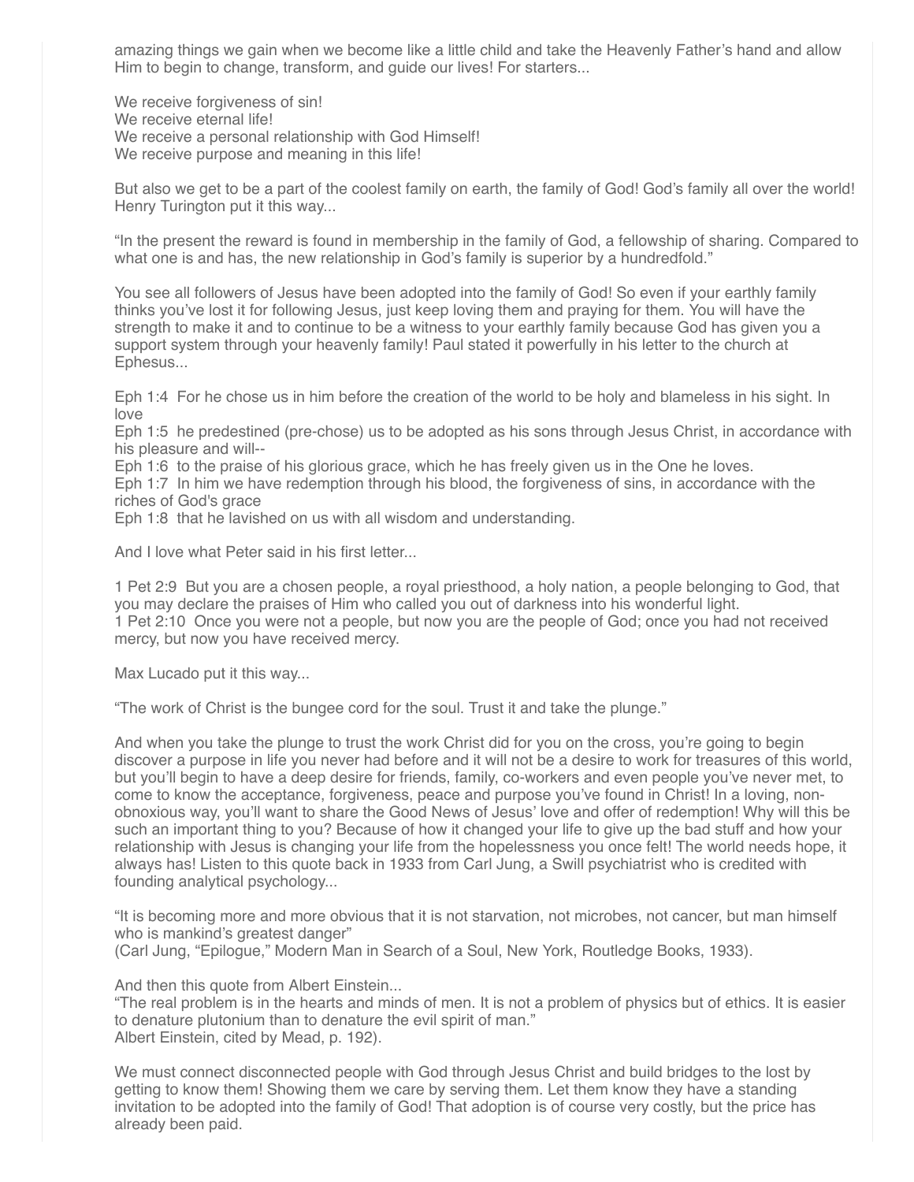amazing things we gain when we become like a little child and take the Heavenly Father's hand and allow Him to begin to change, transform, and guide our lives! For starters...

We receive forgiveness of sin!
We receive eternal life!
We receive a personal relationship with God Himself!
We receive purpose and meaning in this life!

But also we get to be a part of the coolest family on earth, the family of God! God's family all over the world! Henry Turington put it this way...

"In the present the reward is found in membership in the family of God, a fellowship of sharing. Compared to what one is and has, the new relationship in God's family is superior by a hundredfold."

You see all followers of Jesus have been adopted into the family of God! So even if your earthly family thinks you've lost it for following Jesus, just keep loving them and praying for them. You will have the strength to make it and to continue to be a witness to your earthly family because God has given you a support system through your heavenly family! Paul stated it powerfully in his letter to the church at Ephesus...

Eph 1:4 For he chose us in him before the creation of the world to be holy and blameless in his sight. In love
Eph 1:5 he predestined (pre-chose) us to be adopted as his sons through Jesus Christ, in accordance with his pleasure and will--
Eph 1:6 to the praise of his glorious grace, which he has freely given us in the One he loves.
Eph 1:7 In him we have redemption through his blood, the forgiveness of sins, in accordance with the riches of God's grace
Eph 1:8 that he lavished on us with all wisdom and understanding.

And I love what Peter said in his first letter...

1 Pet 2:9 But you are a chosen people, a royal priesthood, a holy nation, a people belonging to God, that you may declare the praises of Him who called you out of darkness into his wonderful light.
1 Pet 2:10 Once you were not a people, but now you are the people of God; once you had not received mercy, but now you have received mercy.

Max Lucado put it this way...

"The work of Christ is the bungee cord for the soul. Trust it and take the plunge."

And when you take the plunge to trust the work Christ did for you on the cross, you're going to begin discover a purpose in life you never had before and it will not be a desire to work for treasures of this world, but you'll begin to have a deep desire for friends, family, co-workers and even people you've never met, to come to know the acceptance, forgiveness, peace and purpose you've found in Christ! In a loving, non-obnoxious way, you'll want to share the Good News of Jesus' love and offer of redemption! Why will this be such an important thing to you? Because of how it changed your life to give up the bad stuff and how your relationship with Jesus is changing your life from the hopelessness you once felt! The world needs hope, it always has! Listen to this quote back in 1933 from Carl Jung, a Swill psychiatrist who is credited with founding analytical psychology...

"It is becoming more and more obvious that it is not starvation, not microbes, not cancer, but man himself who is mankind's greatest danger"
(Carl Jung, "Epilogue," Modern Man in Search of a Soul, New York, Routledge Books, 1933).

And then this quote from Albert Einstein...
"The real problem is in the hearts and minds of men. It is not a problem of physics but of ethics. It is easier to denature plutonium than to denature the evil spirit of man."
Albert Einstein, cited by Mead, p. 192).

We must connect disconnected people with God through Jesus Christ and build bridges to the lost by getting to know them! Showing them we care by serving them. Let them know they have a standing invitation to be adopted into the family of God! That adoption is of course very costly, but the price has already been paid.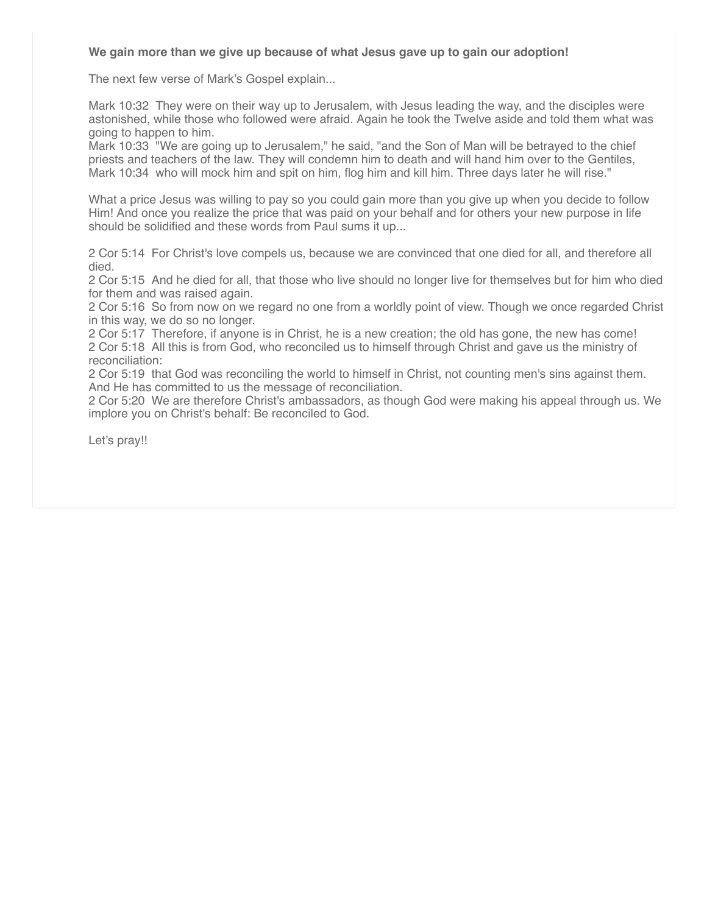**We gain more than we give up because of what Jesus gave up to gain our adoption!**

The next few verse of Mark's Gospel explain...

Mark 10:32 They were on their way up to Jerusalem, with Jesus leading the way, and the disciples were astonished, while those who followed were afraid. Again he took the Twelve aside and told them what was going to happen to him.
Mark 10:33 "We are going up to Jerusalem," he said, "and the Son of Man will be betrayed to the chief priests and teachers of the law. They will condemn him to death and will hand him over to the Gentiles,
Mark 10:34 who will mock him and spit on him, flog him and kill him. Three days later he will rise."

What a price Jesus was willing to pay so you could gain more than you give up when you decide to follow Him! And once you realize the price that was paid on your behalf and for others your new purpose in life should be solidified and these words from Paul sums it up...

2 Cor 5:14 For Christ's love compels us, because we are convinced that one died for all, and therefore all died.
2 Cor 5:15 And he died for all, that those who live should no longer live for themselves but for him who died for them and was raised again.
2 Cor 5:16 So from now on we regard no one from a worldly point of view. Though we once regarded Christ in this way, we do so no longer.
2 Cor 5:17 Therefore, if anyone is in Christ, he is a new creation; the old has gone, the new has come!
2 Cor 5:18 All this is from God, who reconciled us to himself through Christ and gave us the ministry of reconciliation:
2 Cor 5:19 that God was reconciling the world to himself in Christ, not counting men's sins against them. And He has committed to us the message of reconciliation.
2 Cor 5:20 We are therefore Christ's ambassadors, as though God were making his appeal through us. We implore you on Christ's behalf: Be reconciled to God.

Let's pray!!